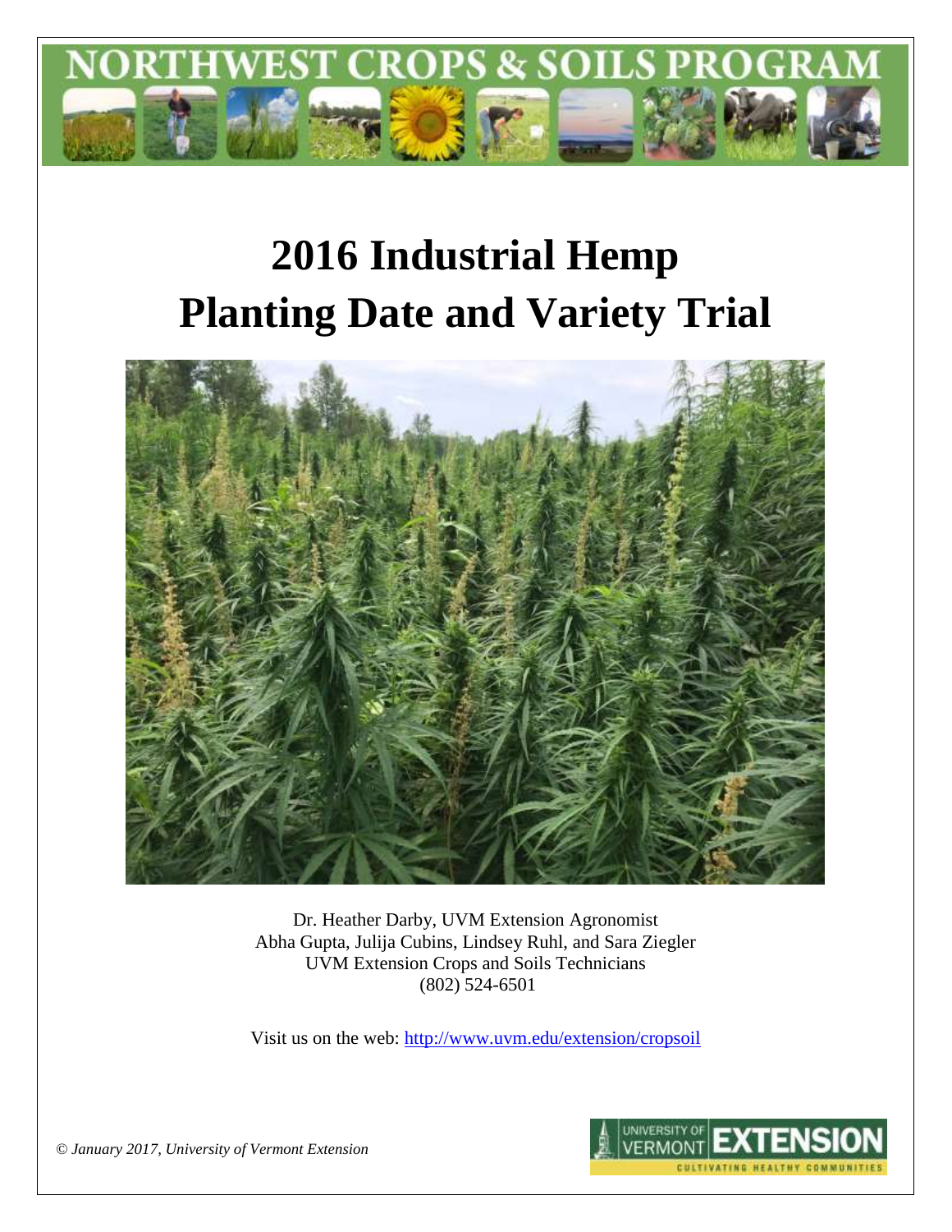NORTHWEST CROPS & SOILS PROGRAM

# 2016 Industrial Hemp Planting Date and Variety Trial

Dr. Heather Darby, UVM Extension Agronomist
Abha Gupta, Julija Cubins, Lindsey Ruhl, and Sara Ziegler
UVM Extension Crops and Soils Technicians
(802) 524-6501

Visit us on the web: http://www.uvm.edu/extension/cropsoil

*© January 2017, University of Vermont Extension*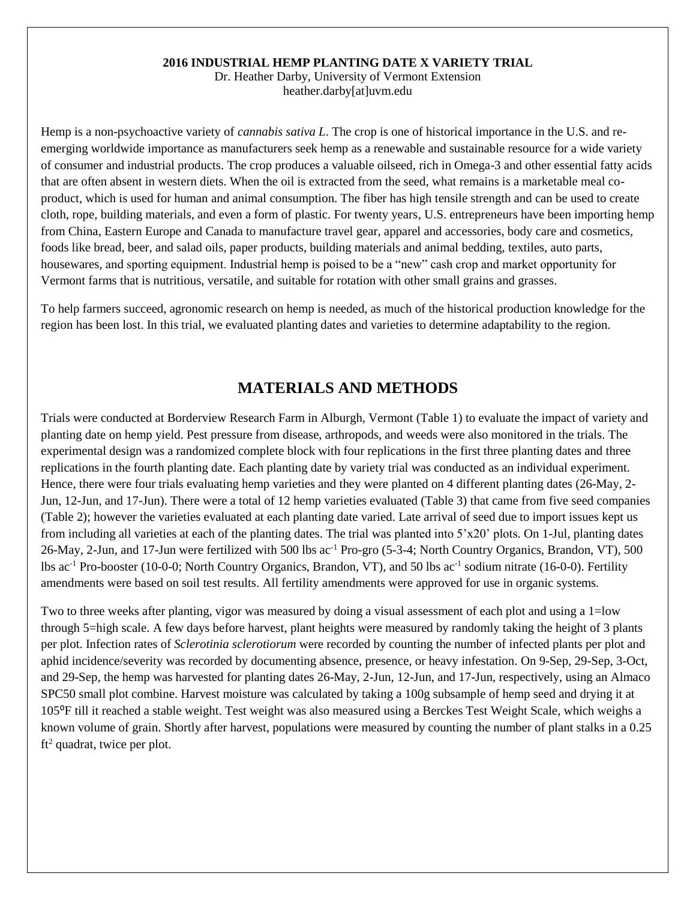**2016 INDUSTRIAL HEMP PLANTING DATE X VARIETY TRIAL**
Dr. Heather Darby, University of Vermont Extension
heather.darby[at]uvm.edu

Hemp is a non-psychoactive variety of *cannabis sativa L*. The crop is one of historical importance in the U.S. and re-emerging worldwide importance as manufacturers seek hemp as a renewable and sustainable resource for a wide variety of consumer and industrial products. The crop produces a valuable oilseed, rich in Omega-3 and other essential fatty acids that are often absent in western diets. When the oil is extracted from the seed, what remains is a marketable meal co-product, which is used for human and animal consumption. The fiber has high tensile strength and can be used to create cloth, rope, building materials, and even a form of plastic. For twenty years, U.S. entrepreneurs have been importing hemp from China, Eastern Europe and Canada to manufacture travel gear, apparel and accessories, body care and cosmetics, foods like bread, beer, and salad oils, paper products, building materials and animal bedding, textiles, auto parts, housewares, and sporting equipment. Industrial hemp is poised to be a "new" cash crop and market opportunity for Vermont farms that is nutritious, versatile, and suitable for rotation with other small grains and grasses.

To help farmers succeed, agronomic research on hemp is needed, as much of the historical production knowledge for the region has been lost. In this trial, we evaluated planting dates and varieties to determine adaptability to the region.

## MATERIALS AND METHODS

Trials were conducted at Borderview Research Farm in Alburgh, Vermont (Table 1) to evaluate the impact of variety and planting date on hemp yield. Pest pressure from disease, arthropods, and weeds were also monitored in the trials. The experimental design was a randomized complete block with four replications in the first three planting dates and three replications in the fourth planting date. Each planting date by variety trial was conducted as an individual experiment. Hence, there were four trials evaluating hemp varieties and they were planted on 4 different planting dates (26-May, 2-Jun, 12-Jun, and 17-Jun). There were a total of 12 hemp varieties evaluated (Table 3) that came from five seed companies (Table 2); however the varieties evaluated at each planting date varied. Late arrival of seed due to import issues kept us from including all varieties at each of the planting dates. The trial was planted into 5'x20' plots. On 1-Jul, planting dates 26-May, 2-Jun, and 17-Jun were fertilized with 500 lbs ac$^{-1}$ Pro-gro (5-3-4; North Country Organics, Brandon, VT), 500 lbs ac$^{-1}$ Pro-booster (10-0-0; North Country Organics, Brandon, VT), and 50 lbs ac$^{-1}$ sodium nitrate (16-0-0). Fertility amendments were based on soil test results. All fertility amendments were approved for use in organic systems.

Two to three weeks after planting, vigor was measured by doing a visual assessment of each plot and using a 1=low through 5=high scale. A few days before harvest, plant heights were measured by randomly taking the height of 3 plants per plot. Infection rates of *Sclerotinia sclerotiorum* were recorded by counting the number of infected plants per plot and aphid incidence/severity was recorded by documenting absence, presence, or heavy infestation. On 9-Sep, 29-Sep, 3-Oct, and 29-Sep, the hemp was harvested for planting dates 26-May, 2-Jun, 12-Jun, and 17-Jun, respectively, using an Almaco SPC50 small plot combine. Harvest moisture was calculated by taking a 100g subsample of hemp seed and drying it at 105⁰F till it reached a stable weight. Test weight was also measured using a Berckes Test Weight Scale, which weighs a known volume of grain. Shortly after harvest, populations were measured by counting the number of plant stalks in a 0.25 ft$^2$ quadrat, twice per plot.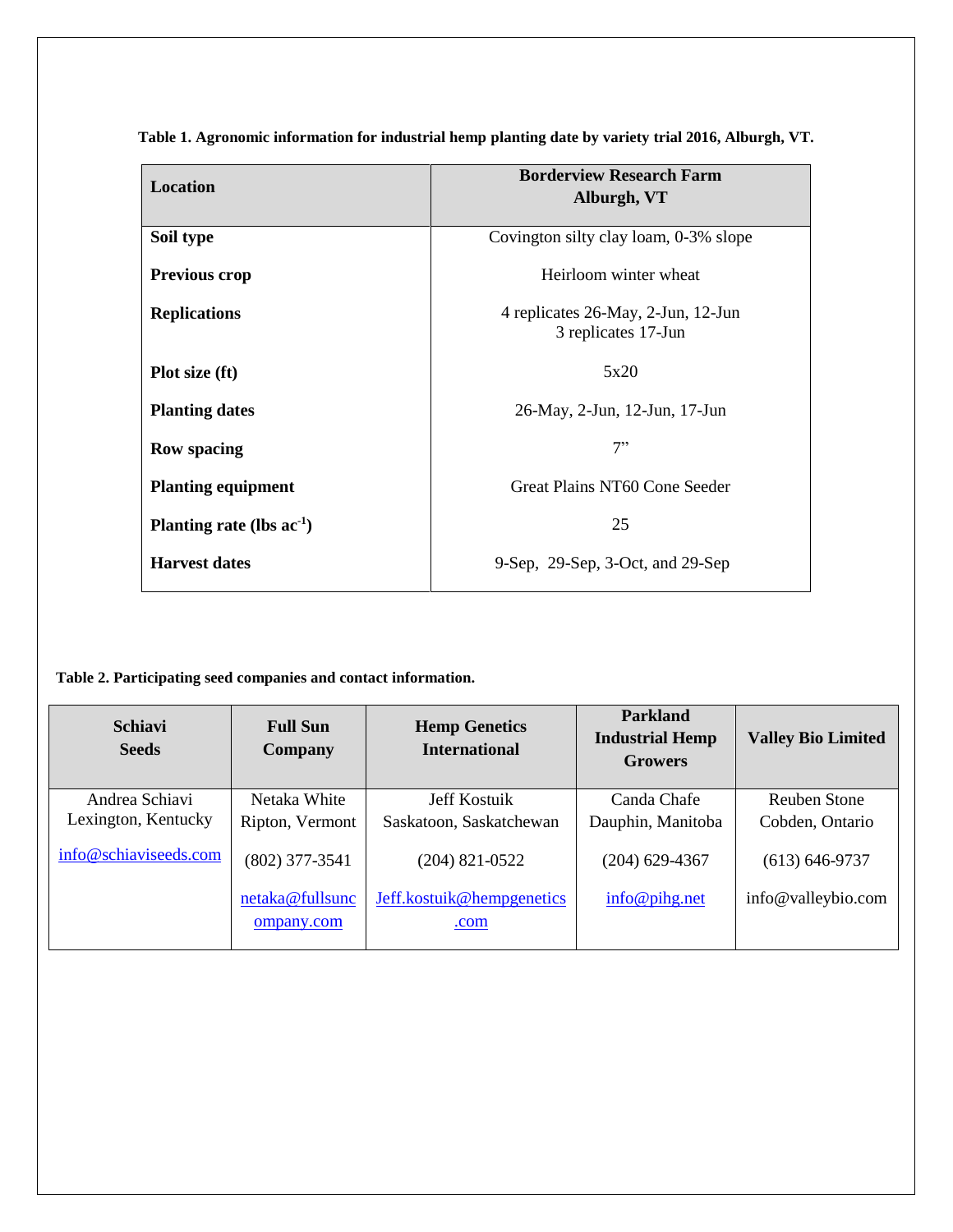**Table 1. Agronomic information for industrial hemp planting date by variety trial 2016, Alburgh, VT.**

| Location | Borderview Research Farm Alburgh, VT |
|---|---|
| Soil type | Covington silty clay loam, 0-3% slope |
| Previous crop | Heirloom winter wheat |
| Replications | 4 replicates 26-May, 2-Jun, 12-Jun<br>3 replicates 17-Jun |
| Plot size (ft) | 5x20 |
| Planting dates | 26-May, 2-Jun, 12-Jun, 17-Jun |
| Row spacing | 7" |
| Planting equipment | Great Plains NT60 Cone Seeder |
| Planting rate (lbs $ac^{-1}$) | 25 |
| Harvest dates | 9-Sep, 29-Sep, 3-Oct, and 29-Sep |

**Table 2. Participating seed companies and contact information.**

| Schiavi Seeds | Full Sun Company | Hemp Genetics International | Parkland Industrial Hemp Growers | Valley Bio Limited |
|---|---|---|---|---|
| Andrea Schiavi<br>Lexington, Kentucky | Netaka White<br>Ripton, Vermont | Jeff Kostuik<br>Saskatoon, Saskatchewan | Canda Chafe<br>Dauphin, Manitoba | Reuben Stone<br>Cobden, Ontario |
| info@schiaviseeds.com | (802) 377-3541 | (204) 821-0522 | (204) 629-4367 | (613) 646-9737 |
| | netaka@fullsuncompany.com | Jeff.kostuik@hempgenetics.com | info@pihg.net | info@valleybio.com |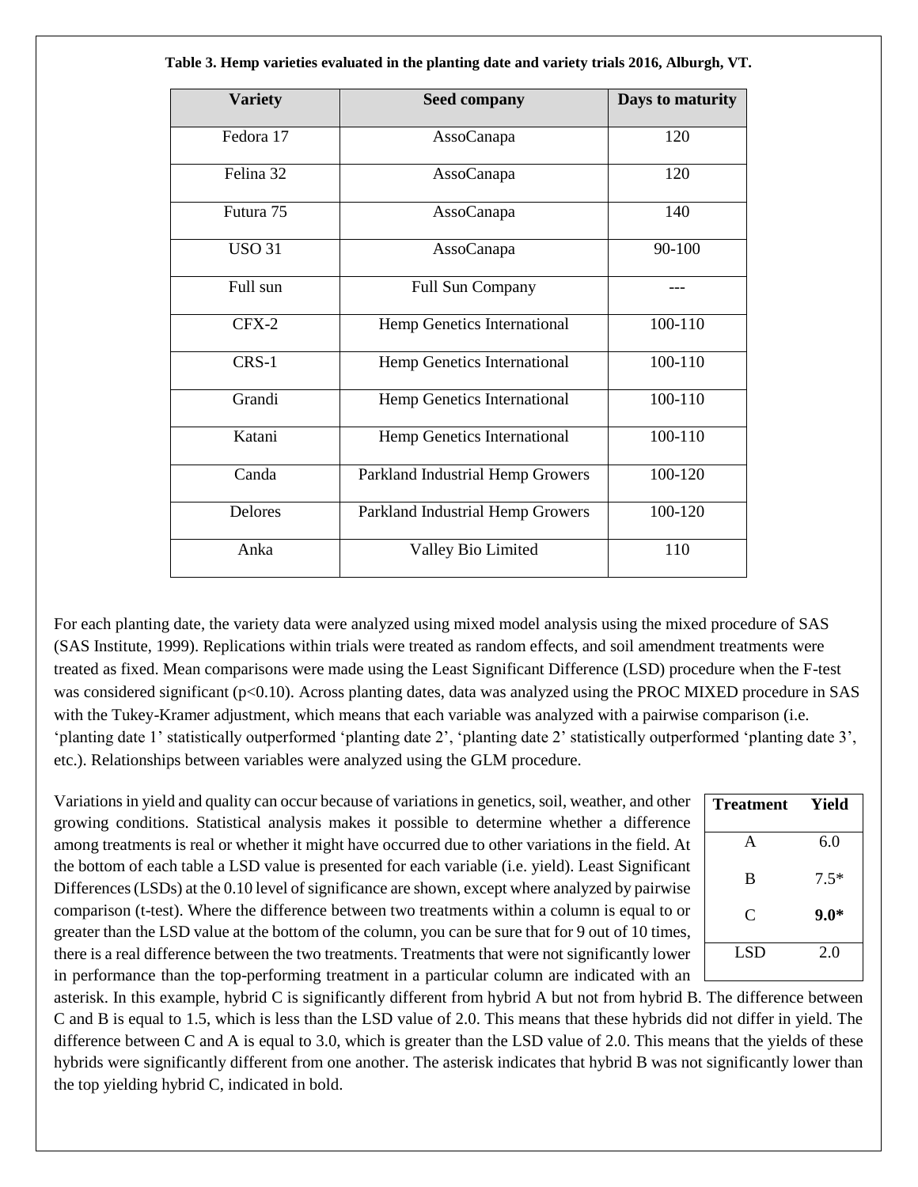**Table 3. Hemp varieties evaluated in the planting date and variety trials 2016, Alburgh, VT.**

| Variety | Seed company | Days to maturity |
|---|---|---|
| Fedora 17 | AssoCanapa | 120 |
| Felina 32 | AssoCanapa | 120 |
| Futura 75 | AssoCanapa | 140 |
| USO 31 | AssoCanapa | 90-100 |
| Full sun | Full Sun Company | --- |
| CFX-2 | Hemp Genetics International | 100-110 |
| CRS-1 | Hemp Genetics International | 100-110 |
| Grandi | Hemp Genetics International | 100-110 |
| Katani | Hemp Genetics International | 100-110 |
| Canda | Parkland Industrial Hemp Growers | 100-120 |
| Delores | Parkland Industrial Hemp Growers | 100-120 |
| Anka | Valley Bio Limited | 110 |

For each planting date, the variety data were analyzed using mixed model analysis using the mixed procedure of SAS (SAS Institute, 1999). Replications within trials were treated as random effects, and soil amendment treatments were treated as fixed. Mean comparisons were made using the Least Significant Difference (LSD) procedure when the F-test was considered significant ($p<0.10$). Across planting dates, data was analyzed using the PROC MIXED procedure in SAS with the Tukey-Kramer adjustment, which means that each variable was analyzed with a pairwise comparison (i.e. 'planting date 1' statistically outperformed 'planting date 2', 'planting date 2' statistically outperformed 'planting date 3', etc.). Relationships between variables were analyzed using the GLM procedure.

Variations in yield and quality can occur because of variations in genetics, soil, weather, and other growing conditions. Statistical analysis makes it possible to determine whether a difference among treatments is real or whether it might have occurred due to other variations in the field. At the bottom of each table a LSD value is presented for each variable (i.e. yield). Least Significant Differences (LSDs) at the 0.10 level of significance are shown, except where analyzed by pairwise comparison (t-test). Where the difference between two treatments within a column is equal to or greater than the LSD value at the bottom of the column, you can be sure that for 9 out of 10 times, there is a real difference between the two treatments. Treatments that were not significantly lower in performance than the top-performing treatment in a particular column are indicated with an asterisk. In this example, hybrid C is significantly different from hybrid A but not from hybrid B. The difference between C and B is equal to 1.5, which is less than the LSD value of 2.0. This means that these hybrids did not differ in yield. The difference between C and A is equal to 3.0, which is greater than the LSD value of 2.0. This means that the yields of these hybrids were significantly different from one another. The asterisk indicates that hybrid B was not significantly lower than the top yielding hybrid C, indicated in bold.

| Treatment | Yield |
|---|---|
| A | 6.0 |
| B | 7.5* |
| C | **9.0*** |
| LSD | 2.0 |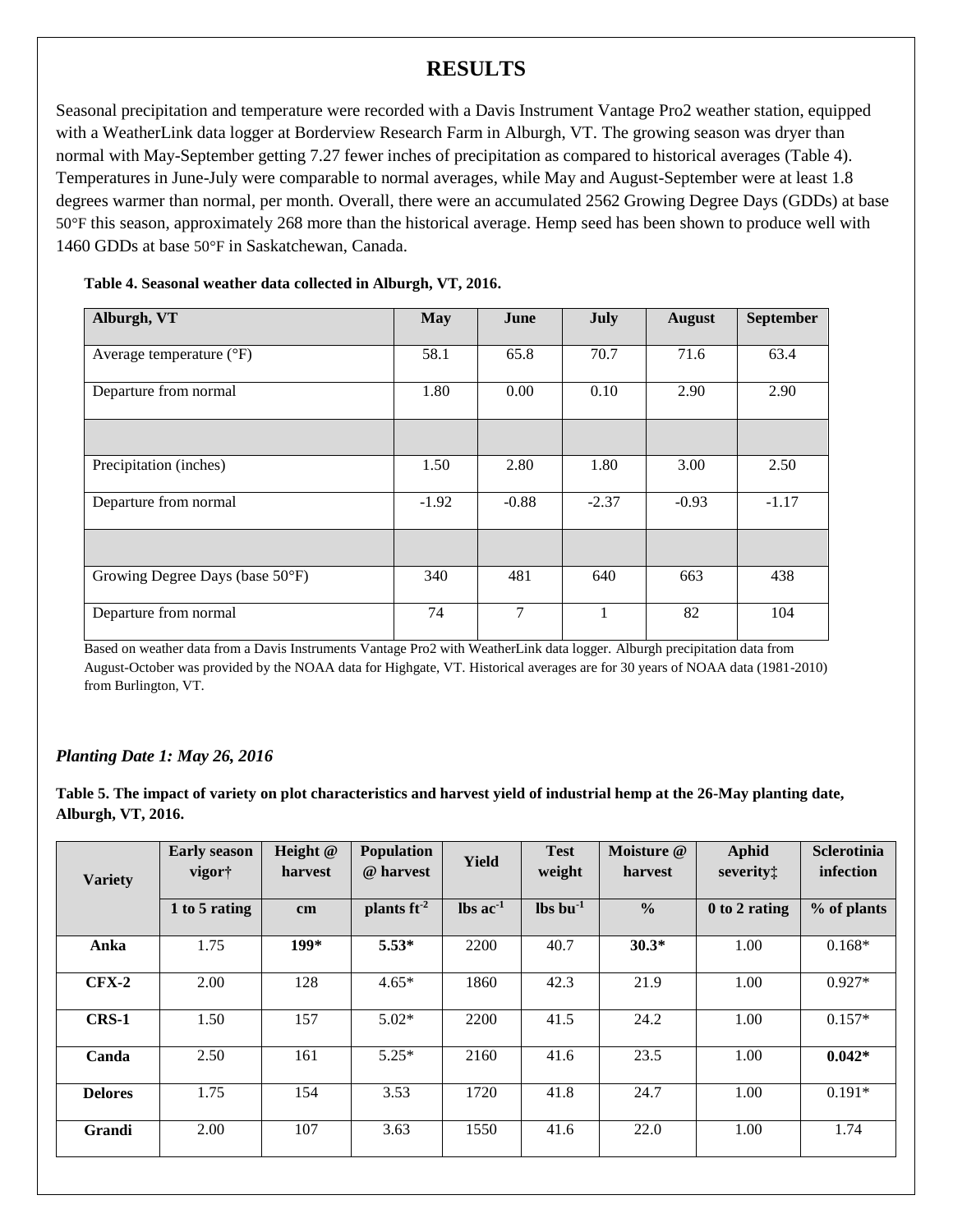## RESULTS

Seasonal precipitation and temperature were recorded with a Davis Instrument Vantage Pro2 weather station, equipped with a WeatherLink data logger at Borderview Research Farm in Alburgh, VT. The growing season was dryer than normal with May-September getting 7.27 fewer inches of precipitation as compared to historical averages (Table 4). Temperatures in June-July were comparable to normal averages, while May and August-September were at least 1.8 degrees warmer than normal, per month. Overall, there were an accumulated 2562 Growing Degree Days (GDDs) at base 50°F this season, approximately 268 more than the historical average. Hemp seed has been shown to produce well with 1460 GDDs at base 50°F in Saskatchewan, Canada.

**Table 4. Seasonal weather data collected in Alburgh, VT, 2016.**

| Alburgh, VT | May | June | July | August | September |
|---|---|---|---|---|---|
| Average temperature (°F) | 58.1 | 65.8 | 70.7 | 71.6 | 63.4 |
| Departure from normal | 1.80 | 0.00 | 0.10 | 2.90 | 2.90 |
| | | | | | |
| Precipitation (inches) | 1.50 | 2.80 | 1.80 | 3.00 | 2.50 |
| Departure from normal | -1.92 | -0.88 | -2.37 | -0.93 | -1.17 |
| | | | | | |
| Growing Degree Days (base 50°F) | 340 | 481 | 640 | 663 | 438 |
| Departure from normal | 74 | 7 | 1 | 82 | 104 |

Based on weather data from a Davis Instruments Vantage Pro2 with WeatherLink data logger. Alburgh precipitation data from August-October was provided by the NOAA data for Highgate, VT. Historical averages are for 30 years of NOAA data (1981-2010) from Burlington, VT.

### *Planting Date 1: May 26, 2016*

**Table 5. The impact of variety on plot characteristics and harvest yield of industrial hemp at the 26-May planting date, Alburgh, VT, 2016.**

| Variety | Early season vigor† | Height @ harvest | Population @ harvest | Yield | Test weight | Moisture @ harvest | Aphid severity‡ | Sclerotinia infection |
|---|---|---|---|---|---|---|---|---|
| | 1 to 5 rating | cm | plants ft$^{-2}$ | lbs ac$^{-1}$ | lbs bu$^{-1}$ | % | 0 to 2 rating | % of plants |
| **Anka** | 1.75 | **199*** | **5.53*** | 2200 | 40.7 | **30.3*** | 1.00 | 0.168* |
| **CFX-2** | 2.00 | 128 | 4.65* | 1860 | 42.3 | 21.9 | 1.00 | 0.927* |
| **CRS-1** | 1.50 | 157 | 5.02* | 2200 | 41.5 | 24.2 | 1.00 | 0.157* |
| **Canda** | 2.50 | 161 | 5.25* | 2160 | 41.6 | 23.5 | 1.00 | **0.042*** |
| **Delores** | 1.75 | 154 | 3.53 | 1720 | 41.8 | 24.7 | 1.00 | 0.191* |
| **Grandi** | 2.00 | 107 | 3.63 | 1550 | 41.6 | 22.0 | 1.00 | 1.74 |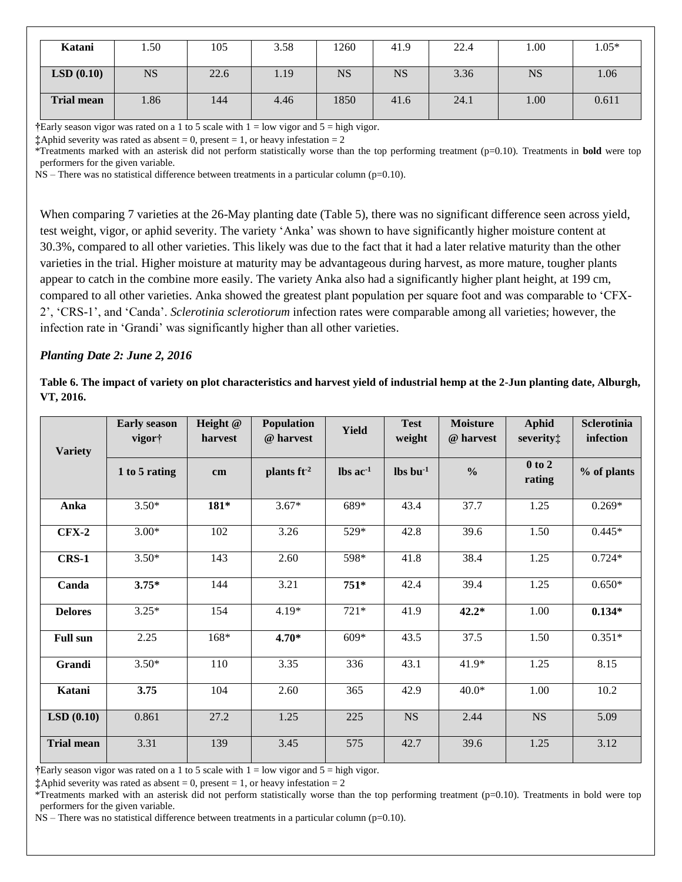| Katani | 1.50 | 105 | 3.58 | 1260 | 41.9 | 22.4 | 1.00 | 1.05* |
|---|---|---|---|---|---|---|---|---|
| **LSD (0.10)** | NS | 22.6 | 1.19 | NS | NS | 3.36 | NS | 1.06 |
| **Trial mean** | 1.86 | 144 | 4.46 | 1850 | 41.6 | 24.1 | 1.00 | 0.611 |

†Early season vigor was rated on a 1 to 5 scale with 1 = low vigor and 5 = high vigor.

‡Aphid severity was rated as absent = 0, present = 1, or heavy infestation = 2

*Treatments marked with an asterisk did not perform statistically worse than the top performing treatment (p=0.10). Treatments in **bold** were top performers for the given variable.

NS – There was no statistical difference between treatments in a particular column (p=0.10).

When comparing 7 varieties at the 26-May planting date (Table 5), there was no significant difference seen across yield, test weight, vigor, or aphid severity. The variety 'Anka' was shown to have significantly higher moisture content at 30.3%, compared to all other varieties. This likely was due to the fact that it had a later relative maturity than the other varieties in the trial. Higher moisture at maturity may be advantageous during harvest, as more mature, tougher plants appear to catch in the combine more easily. The variety Anka also had a significantly higher plant height, at 199 cm, compared to all other varieties. Anka showed the greatest plant population per square foot and was comparable to 'CFX-2', 'CRS-1', and 'Canda'. *Sclerotinia sclerotiorum* infection rates were comparable among all varieties; however, the infection rate in 'Grandi' was significantly higher than all other varieties.

### *Planting Date 2: June 2, 2016*

**Table 6. The impact of variety on plot characteristics and harvest yield of industrial hemp at the 2-Jun planting date, Alburgh, VT, 2016.**

| Variety | Early season vigor† | Height @ harvest | Population @ harvest | Yield | Test weight | Moisture @ harvest | Aphid severity‡ | Sclerotinia infection |
|---|---|---|---|---|---|---|---|---|
| | 1 to 5 rating | cm | plants $ft^{-2}$ | lbs $ac^{-1}$ | lbs $bu^{-1}$ | % | 0 to 2 rating | % of plants |
| **Anka** | 3.50* | **181*** | 3.67* | 689* | 43.4 | 37.7 | 1.25 | 0.269* |
| **CFX-2** | 3.00* | 102 | 3.26 | 529* | 42.8 | 39.6 | 1.50 | 0.445* |
| **CRS-1** | 3.50* | 143 | 2.60 | 598* | 41.8 | 38.4 | 1.25 | 0.724* |
| **Canda** | **3.75*** | 144 | 3.21 | **751*** | 42.4 | 39.4 | 1.25 | 0.650* |
| **Delores** | 3.25* | 154 | 4.19* | 721* | 41.9 | **42.2*** | 1.00 | **0.134*** |
| **Full sun** | 2.25 | 168* | **4.70*** | 609* | 43.5 | 37.5 | 1.50 | 0.351* |
| **Grandi** | 3.50* | 110 | 3.35 | 336 | 43.1 | 41.9* | 1.25 | 8.15 |
| **Katani** | **3.75** | 104 | 2.60 | 365 | 42.9 | 40.0* | 1.00 | 10.2 |
| **LSD (0.10)** | 0.861 | 27.2 | 1.25 | 225 | NS | 2.44 | NS | 5.09 |
| **Trial mean** | 3.31 | 139 | 3.45 | 575 | 42.7 | 39.6 | 1.25 | 3.12 |

†Early season vigor was rated on a 1 to 5 scale with 1 = low vigor and 5 = high vigor.

‡Aphid severity was rated as absent = 0, present = 1, or heavy infestation = 2

*Treatments marked with an asterisk did not perform statistically worse than the top performing treatment (p=0.10). Treatments in bold were top performers for the given variable.

NS – There was no statistical difference between treatments in a particular column (p=0.10).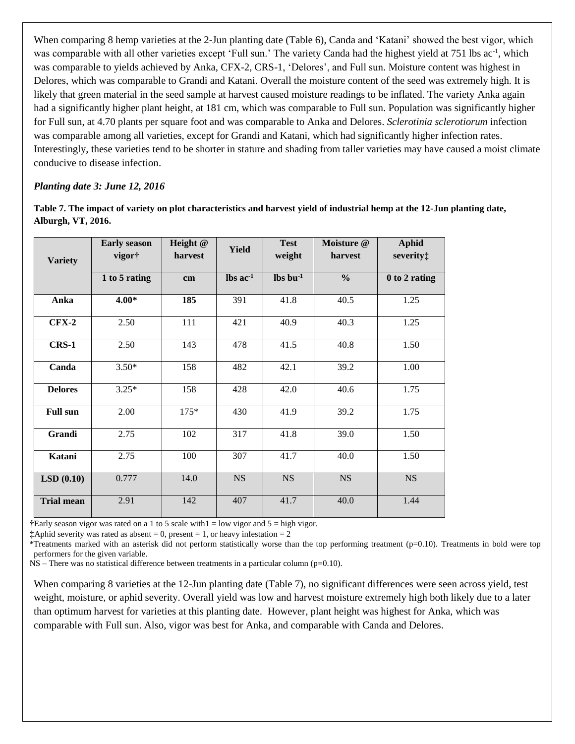When comparing 8 hemp varieties at the 2-Jun planting date (Table 6), Canda and 'Katani' showed the best vigor, which was comparable with all other varieties except 'Full sun.' The variety Canda had the highest yield at 751 lbs ac$^{-1}$, which was comparable to yields achieved by Anka, CFX-2, CRS-1, 'Delores', and Full sun. Moisture content was highest in Delores, which was comparable to Grandi and Katani. Overall the moisture content of the seed was extremely high. It is likely that green material in the seed sample at harvest caused moisture readings to be inflated. The variety Anka again had a significantly higher plant height, at 181 cm, which was comparable to Full sun. Population was significantly higher for Full sun, at 4.70 plants per square foot and was comparable to Anka and Delores. *Sclerotinia sclerotiorum* infection was comparable among all varieties, except for Grandi and Katani, which had significantly higher infection rates. Interestingly, these varieties tend to be shorter in stature and shading from taller varieties may have caused a moist climate conducive to disease infection.

### *Planting date 3: June 12, 2016*

**Table 7. The impact of variety on plot characteristics and harvest yield of industrial hemp at the 12-Jun planting date, Alburgh, VT, 2016.**

| Variety | Early season vigor† | Height @ harvest | Yield | Test weight | Moisture @ harvest | Aphid severity‡ |
|---|---|---|---|---|---|---|
| | 1 to 5 rating | cm | lbs ac$^{-1}$ | lbs bu$^{-1}$ | % | 0 to 2 rating |
| **Anka** | **4.00*** | **185** | 391 | 41.8 | 40.5 | 1.25 |
| **CFX-2** | 2.50 | 111 | 421 | 40.9 | 40.3 | 1.25 |
| **CRS-1** | 2.50 | 143 | 478 | 41.5 | 40.8 | 1.50 |
| **Canda** | 3.50* | 158 | 482 | 42.1 | 39.2 | 1.00 |
| **Delores** | 3.25* | 158 | 428 | 42.0 | 40.6 | 1.75 |
| **Full sun** | 2.00 | 175* | 430 | 41.9 | 39.2 | 1.75 |
| **Grandi** | 2.75 | 102 | 317 | 41.8 | 39.0 | 1.50 |
| **Katani** | 2.75 | 100 | 307 | 41.7 | 40.0 | 1.50 |
| **LSD (0.10)** | 0.777 | 14.0 | NS | NS | NS | NS |
| **Trial mean** | 2.91 | 142 | 407 | 41.7 | 40.0 | 1.44 |

†Early season vigor was rated on a 1 to 5 scale with1 = low vigor and 5 = high vigor.

‡Aphid severity was rated as absent = 0, present = 1, or heavy infestation = 2

*Treatments marked with an asterisk did not perform statistically worse than the top performing treatment (p=0.10). Treatments in bold were top performers for the given variable.

NS – There was no statistical difference between treatments in a particular column (p=0.10).

When comparing 8 varieties at the 12-Jun planting date (Table 7), no significant differences were seen across yield, test weight, moisture, or aphid severity. Overall yield was low and harvest moisture extremely high both likely due to a later than optimum harvest for varieties at this planting date. However, plant height was highest for Anka, which was comparable with Full sun. Also, vigor was best for Anka, and comparable with Canda and Delores.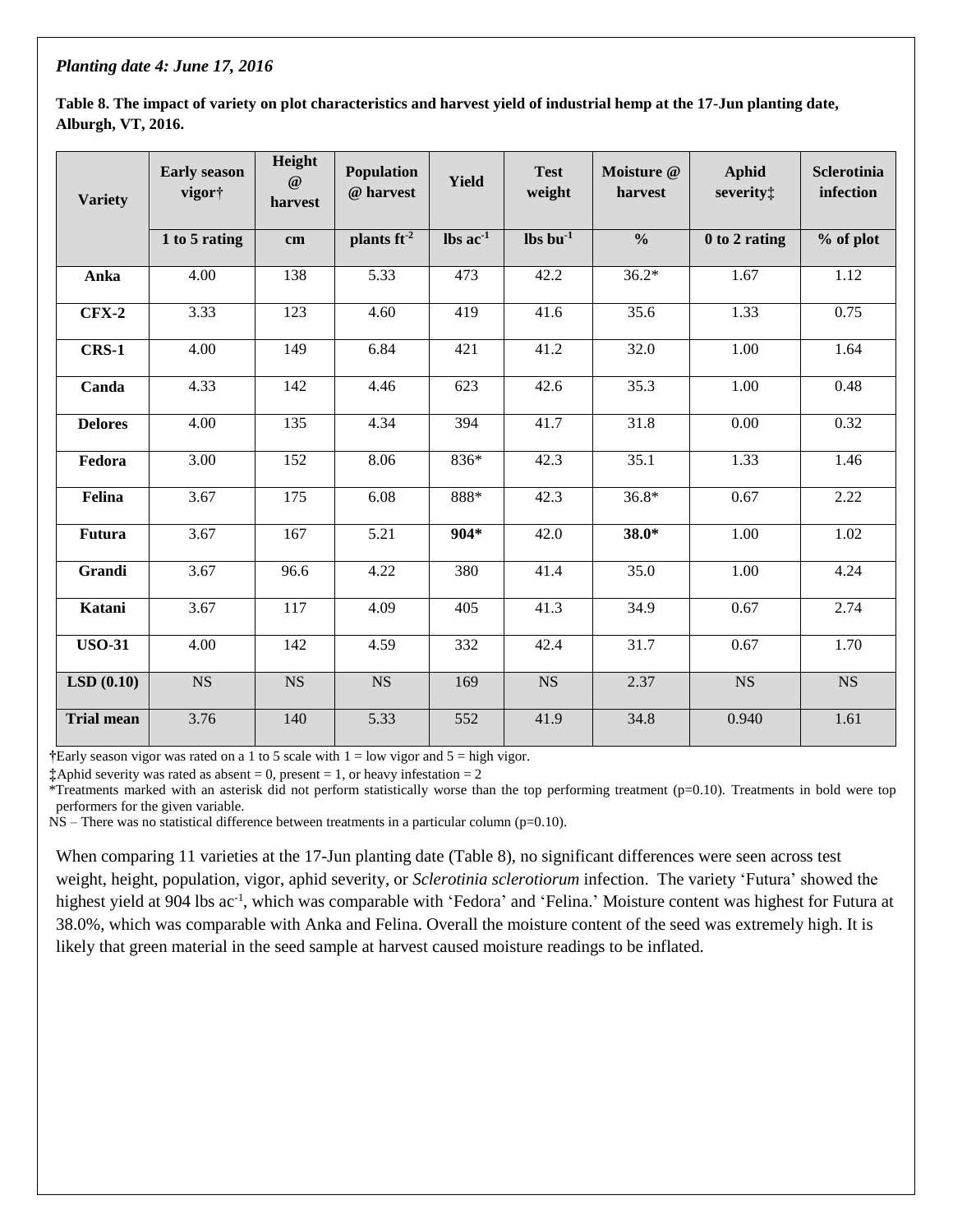*Planting date 4: June 17, 2016*

**Table 8. The impact of variety on plot characteristics and harvest yield of industrial hemp at the 17-Jun planting date, Alburgh, VT, 2016.**

| Variety | Early season vigor† | Height @ harvest | Population @ harvest | Yield | Test weight | Moisture @ harvest | Aphid severity‡ | Sclerotinia infection |
|---|---|---|---|---|---|---|---|---|
| | 1 to 5 rating | cm | plants ft$^{-2}$ | lbs ac$^{-1}$ | lbs bu$^{-1}$ | % | 0 to 2 rating | % of plot |
| **Anka** | 4.00 | 138 | 5.33 | 473 | 42.2 | 36.2* | 1.67 | 1.12 |
| **CFX-2** | 3.33 | 123 | 4.60 | 419 | 41.6 | 35.6 | 1.33 | 0.75 |
| **CRS-1** | 4.00 | 149 | 6.84 | 421 | 41.2 | 32.0 | 1.00 | 1.64 |
| **Canda** | 4.33 | 142 | 4.46 | 623 | 42.6 | 35.3 | 1.00 | 0.48 |
| **Delores** | 4.00 | 135 | 4.34 | 394 | 41.7 | 31.8 | 0.00 | 0.32 |
| **Fedora** | 3.00 | 152 | 8.06 | 836* | 42.3 | 35.1 | 1.33 | 1.46 |
| **Felina** | 3.67 | 175 | 6.08 | 888* | 42.3 | 36.8* | 0.67 | 2.22 |
| **Futura** | 3.67 | 167 | 5.21 | **904*** | 42.0 | **38.0*** | 1.00 | 1.02 |
| **Grandi** | 3.67 | 96.6 | 4.22 | 380 | 41.4 | 35.0 | 1.00 | 4.24 |
| **Katani** | 3.67 | 117 | 4.09 | 405 | 41.3 | 34.9 | 0.67 | 2.74 |
| **USO-31** | 4.00 | 142 | 4.59 | 332 | 42.4 | 31.7 | 0.67 | 1.70 |
| **LSD (0.10)** | NS | NS | NS | 169 | NS | 2.37 | NS | NS |
| **Trial mean** | 3.76 | 140 | 5.33 | 552 | 41.9 | 34.8 | 0.940 | 1.61 |

†Early season vigor was rated on a 1 to 5 scale with 1 = low vigor and 5 = high vigor.

‡Aphid severity was rated as absent = 0, present = 1, or heavy infestation = 2

*Treatments marked with an asterisk did not perform statistically worse than the top performing treatment (p=0.10). Treatments in bold were top performers for the given variable.

NS – There was no statistical difference between treatments in a particular column (p=0.10).

When comparing 11 varieties at the 17-Jun planting date (Table 8), no significant differences were seen across test weight, height, population, vigor, aphid severity, or *Sclerotinia sclerotiorum* infection. The variety 'Futura' showed the highest yield at 904 lbs ac$^{-1}$, which was comparable with 'Fedora' and 'Felina.' Moisture content was highest for Futura at 38.0%, which was comparable with Anka and Felina. Overall the moisture content of the seed was extremely high. It is likely that green material in the seed sample at harvest caused moisture readings to be inflated.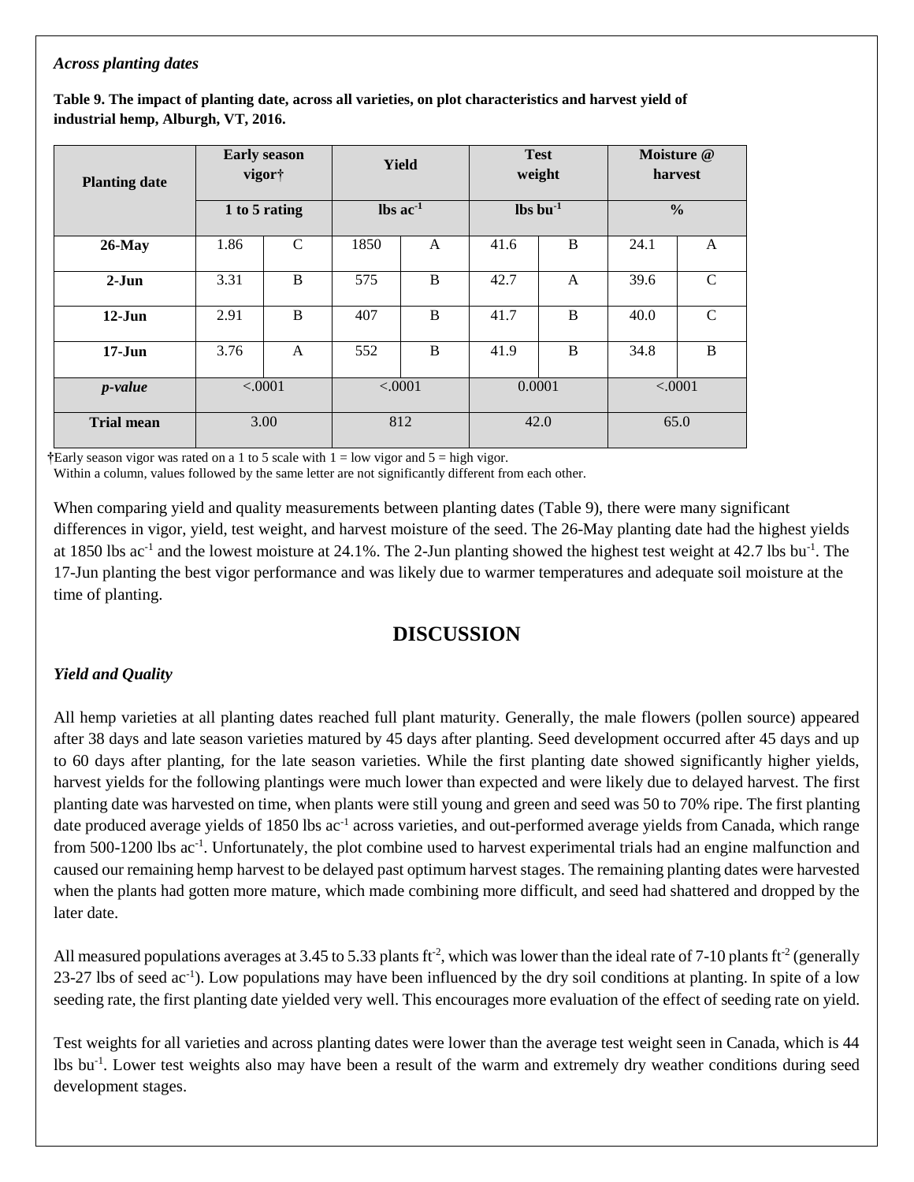### *Across planting dates*

**Table 9. The impact of planting date, across all varieties, on plot characteristics and harvest yield of industrial hemp, Alburgh, VT, 2016.**

| Planting date | Early season vigor† | | Yield | | Test weight | | Moisture @ harvest | |
|---|---|---|---|---|---|---|---|---|
| | 1 to 5 rating | | lbs $ac^{-1}$ | | lbs $bu^{-1}$ | | % | |
| **26-May** | 1.86 | C | 1850 | A | 41.6 | B | 24.1 | A |
| **2-Jun** | 3.31 | B | 575 | B | 42.7 | A | 39.6 | C |
| **12-Jun** | 2.91 | B | 407 | B | 41.7 | B | 40.0 | C |
| **17-Jun** | 3.76 | A | 552 | B | 41.9 | B | 34.8 | B |
| ***p-value*** | <.0001 | | <.0001 | | 0.0001 | | <.0001 | |
| **Trial mean** | 3.00 | | 812 | | 42.0 | | 65.0 | |

†Early season vigor was rated on a 1 to 5 scale with 1 = low vigor and 5 = high vigor.
Within a column, values followed by the same letter are not significantly different from each other.

When comparing yield and quality measurements between planting dates (Table 9), there were many significant differences in vigor, yield, test weight, and harvest moisture of the seed. The 26-May planting date had the highest yields at 1850 lbs $ac^{-1}$ and the lowest moisture at 24.1%. The 2-Jun planting showed the highest test weight at 42.7 lbs $bu^{-1}$. The 17-Jun planting the best vigor performance and was likely due to warmer temperatures and adequate soil moisture at the time of planting.

## DISCUSSION

### *Yield and Quality*

All hemp varieties at all planting dates reached full plant maturity. Generally, the male flowers (pollen source) appeared after 38 days and late season varieties matured by 45 days after planting. Seed development occurred after 45 days and up to 60 days after planting, for the late season varieties. While the first planting date showed significantly higher yields, harvest yields for the following plantings were much lower than expected and were likely due to delayed harvest. The first planting date was harvested on time, when plants were still young and green and seed was 50 to 70% ripe. The first planting date produced average yields of 1850 lbs $ac^{-1}$ across varieties, and out-performed average yields from Canada, which range from 500-1200 lbs $ac^{-1}$. Unfortunately, the plot combine used to harvest experimental trials had an engine malfunction and caused our remaining hemp harvest to be delayed past optimum harvest stages. The remaining planting dates were harvested when the plants had gotten more mature, which made combining more difficult, and seed had shattered and dropped by the later date.

All measured populations averages at 3.45 to 5.33 plants $ft^{-2}$, which was lower than the ideal rate of 7-10 plants $ft^{-2}$ (generally 23-27 lbs of seed $ac^{-1}$). Low populations may have been influenced by the dry soil conditions at planting. In spite of a low seeding rate, the first planting date yielded very well. This encourages more evaluation of the effect of seeding rate on yield.

Test weights for all varieties and across planting dates were lower than the average test weight seen in Canada, which is 44 lbs $bu^{-1}$. Lower test weights also may have been a result of the warm and extremely dry weather conditions during seed development stages.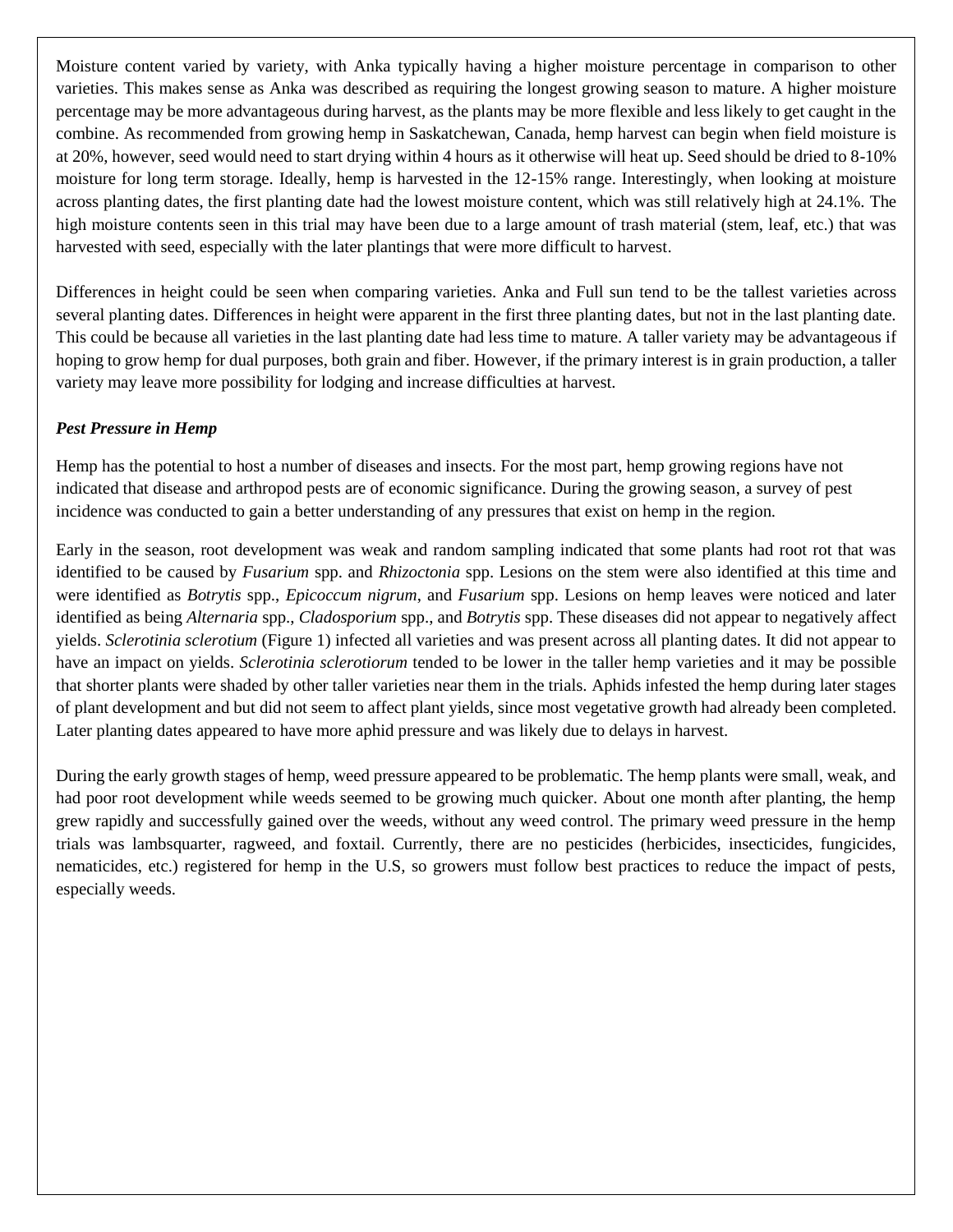Moisture content varied by variety, with Anka typically having a higher moisture percentage in comparison to other varieties. This makes sense as Anka was described as requiring the longest growing season to mature. A higher moisture percentage may be more advantageous during harvest, as the plants may be more flexible and less likely to get caught in the combine. As recommended from growing hemp in Saskatchewan, Canada, hemp harvest can begin when field moisture is at 20%, however, seed would need to start drying within 4 hours as it otherwise will heat up. Seed should be dried to 8-10% moisture for long term storage. Ideally, hemp is harvested in the 12-15% range. Interestingly, when looking at moisture across planting dates, the first planting date had the lowest moisture content, which was still relatively high at 24.1%. The high moisture contents seen in this trial may have been due to a large amount of trash material (stem, leaf, etc.) that was harvested with seed, especially with the later plantings that were more difficult to harvest.

Differences in height could be seen when comparing varieties. Anka and Full sun tend to be the tallest varieties across several planting dates. Differences in height were apparent in the first three planting dates, but not in the last planting date. This could be because all varieties in the last planting date had less time to mature. A taller variety may be advantageous if hoping to grow hemp for dual purposes, both grain and fiber. However, if the primary interest is in grain production, a taller variety may leave more possibility for lodging and increase difficulties at harvest.

***Pest Pressure in Hemp***

Hemp has the potential to host a number of diseases and insects. For the most part, hemp growing regions have not indicated that disease and arthropod pests are of economic significance. During the growing season, a survey of pest incidence was conducted to gain a better understanding of any pressures that exist on hemp in the region.

Early in the season, root development was weak and random sampling indicated that some plants had root rot that was identified to be caused by *Fusarium* spp. and *Rhizoctonia* spp. Lesions on the stem were also identified at this time and were identified as *Botrytis* spp., *Epicoccum nigrum*, and *Fusarium* spp. Lesions on hemp leaves were noticed and later identified as being *Alternaria* spp., *Cladosporium* spp., and *Botrytis* spp. These diseases did not appear to negatively affect yields. *Sclerotinia sclerotium* (Figure 1) infected all varieties and was present across all planting dates. It did not appear to have an impact on yields. *Sclerotinia sclerotiorum* tended to be lower in the taller hemp varieties and it may be possible that shorter plants were shaded by other taller varieties near them in the trials. Aphids infested the hemp during later stages of plant development and but did not seem to affect plant yields, since most vegetative growth had already been completed. Later planting dates appeared to have more aphid pressure and was likely due to delays in harvest.

During the early growth stages of hemp, weed pressure appeared to be problematic. The hemp plants were small, weak, and had poor root development while weeds seemed to be growing much quicker. About one month after planting, the hemp grew rapidly and successfully gained over the weeds, without any weed control. The primary weed pressure in the hemp trials was lambsquarter, ragweed, and foxtail. Currently, there are no pesticides (herbicides, insecticides, fungicides, nematicides, etc.) registered for hemp in the U.S, so growers must follow best practices to reduce the impact of pests, especially weeds.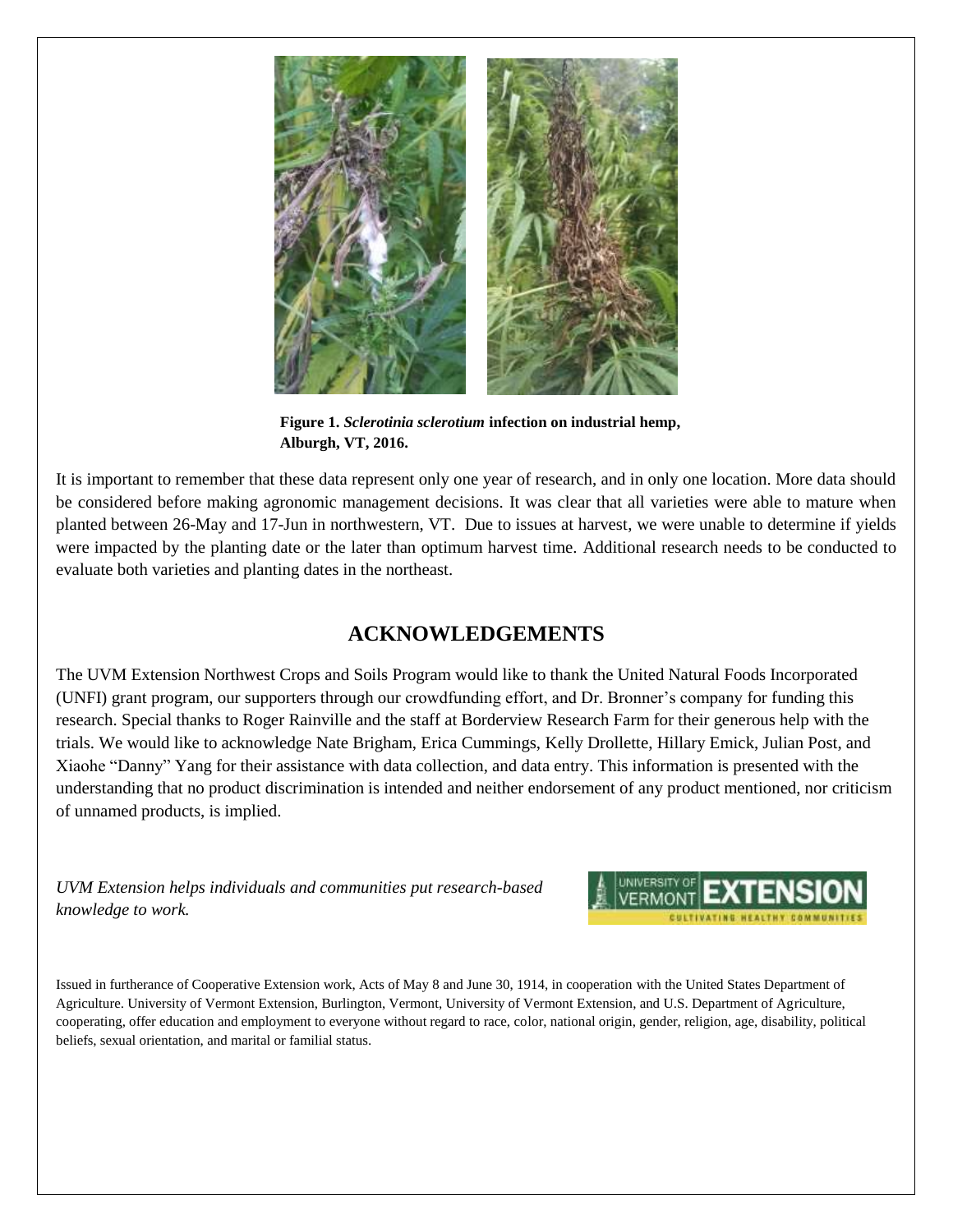**Figure 1.** ***Sclerotinia sclerotium*** **infection on industrial hemp, Alburgh, VT, 2016.**

It is important to remember that these data represent only one year of research, and in only one location. More data should be considered before making agronomic management decisions. It was clear that all varieties were able to mature when planted between 26-May and 17-Jun in northwestern, VT. Due to issues at harvest, we were unable to determine if yields were impacted by the planting date or the later than optimum harvest time. Additional research needs to be conducted to evaluate both varieties and planting dates in the northeast.

## ACKNOWLEDGEMENTS

The UVM Extension Northwest Crops and Soils Program would like to thank the United Natural Foods Incorporated (UNFI) grant program, our supporters through our crowdfunding effort, and Dr. Bronner's company for funding this research. Special thanks to Roger Rainville and the staff at Borderview Research Farm for their generous help with the trials. We would like to acknowledge Nate Brigham, Erica Cummings, Kelly Drollette, Hillary Emick, Julian Post, and Xiaohe "Danny" Yang for their assistance with data collection, and data entry. This information is presented with the understanding that no product discrimination is intended and neither endorsement of any product mentioned, nor criticism of unnamed products, is implied.

*UVM Extension helps individuals and communities put research-based knowledge to work.*

Issued in furtherance of Cooperative Extension work, Acts of May 8 and June 30, 1914, in cooperation with the United States Department of Agriculture. University of Vermont Extension, Burlington, Vermont, University of Vermont Extension, and U.S. Department of Agriculture, cooperating, offer education and employment to everyone without regard to race, color, national origin, gender, religion, age, disability, political beliefs, sexual orientation, and marital or familial status.